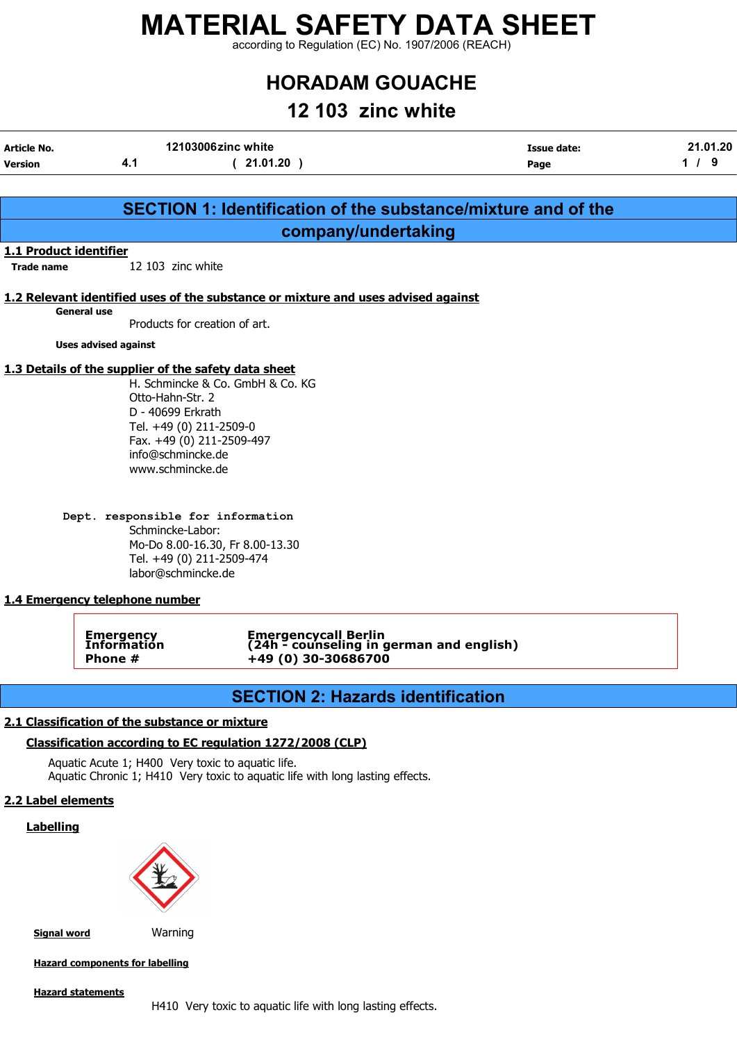# MATERIAL SAFETY DATA SHEET

according to Regulation (EC) No. 1907/2006 (REACH)

## HORADAM GOUACHE

## 12 103 zinc white

| Article No. | | 12103006zinc white | Issue date: | 21.01.20 |
|---|---|---|---|---|
| Version | 4.1 | ( 21.01.20 ) | Page | 1 / 9 |

## SECTION 1: Identification of the substance/mixture and of the company/undertaking

### 1.1 Product identifier

**Trade name** 12 103 zinc white

### 1.2 Relevant identified uses of the substance or mixture and uses advised against

**General use**

Products for creation of art.

**Uses advised against**

### 1.3 Details of the supplier of the safety data sheet

H. Schmincke & Co. GmbH & Co. KG
Otto-Hahn-Str. 2
D - 40699 Erkrath
Tel. +49 (0) 211-2509-0
Fax. +49 (0) 211-2509-497
info@schmincke.de
www.schmincke.de

**Dept. responsible for information**

Schmincke-Labor:
Mo-Do 8.00-16.30, Fr 8.00-13.30
Tel. +49 (0) 211-2509-474
labor@schmincke.de

### 1.4 Emergency telephone number

| Emergency Information Phone # | Emergencycall Berlin (24h - counseling in german and english) +49 (0) 30-30686700 |
|---|---|

## SECTION 2: Hazards identification

### 2.1 Classification of the substance or mixture

#### Classification according to EC regulation 1272/2008 (CLP)

Aquatic Acute 1; H400 Very toxic to aquatic life.
Aquatic Chronic 1; H410 Very toxic to aquatic life with long lasting effects.

### 2.2 Label elements

#### Labelling

**Signal word** Warning

**Hazard components for labelling**

**Hazard statements**

H410 Very toxic to aquatic life with long lasting effects.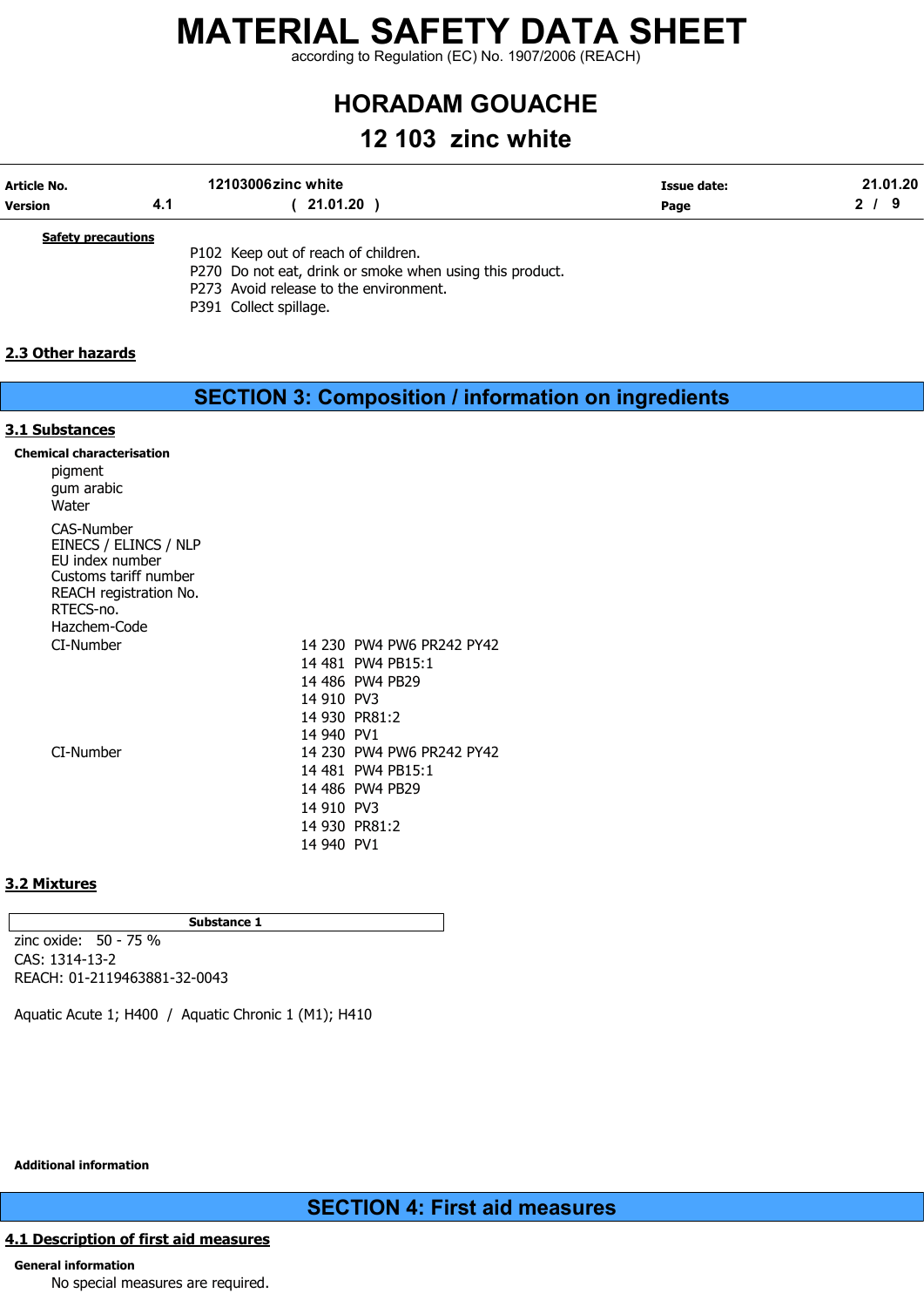**Safety precautions**

P102 Keep out of reach of children.
P270 Do not eat, drink or smoke when using this product.
P273 Avoid release to the environment.
P391 Collect spillage.

## 2.3 Other hazards

# SECTION 3: Composition / information on ingredients

## 3.1 Substances

**Chemical characterisation**

pigment
gum arabic
Water

CAS-Number
EINECS / ELINCS / NLP
EU index number
Customs tariff number
REACH registration No.
RTECS-no.
Hazchem-Code

| | |
|---|---|
| CI-Number | 14 230 PW4 PW6 PR242 PY42 |
| | 14 481 PW4 PB15:1 |
| | 14 486 PW4 PB29 |
| | 14 910 PV3 |
| | 14 930 PR81:2 |
| | 14 940 PV1 |
| CI-Number | 14 230 PW4 PW6 PR242 PY42 |
| | 14 481 PW4 PB15:1 |
| | 14 486 PW4 PB29 |
| | 14 910 PV3 |
| | 14 930 PR81:2 |
| | 14 940 PV1 |

## 3.2 Mixtures

| Substance 1 |
|---|

zinc oxide: 50 - 75 %
CAS: 1314-13-2
REACH: 01-2119463881-32-0043

Aquatic Acute 1; H400 / Aquatic Chronic 1 (M1); H410

**Additional information**

# SECTION 4: First aid measures

## 4.1 Description of first aid measures

**General information**

No special measures are required.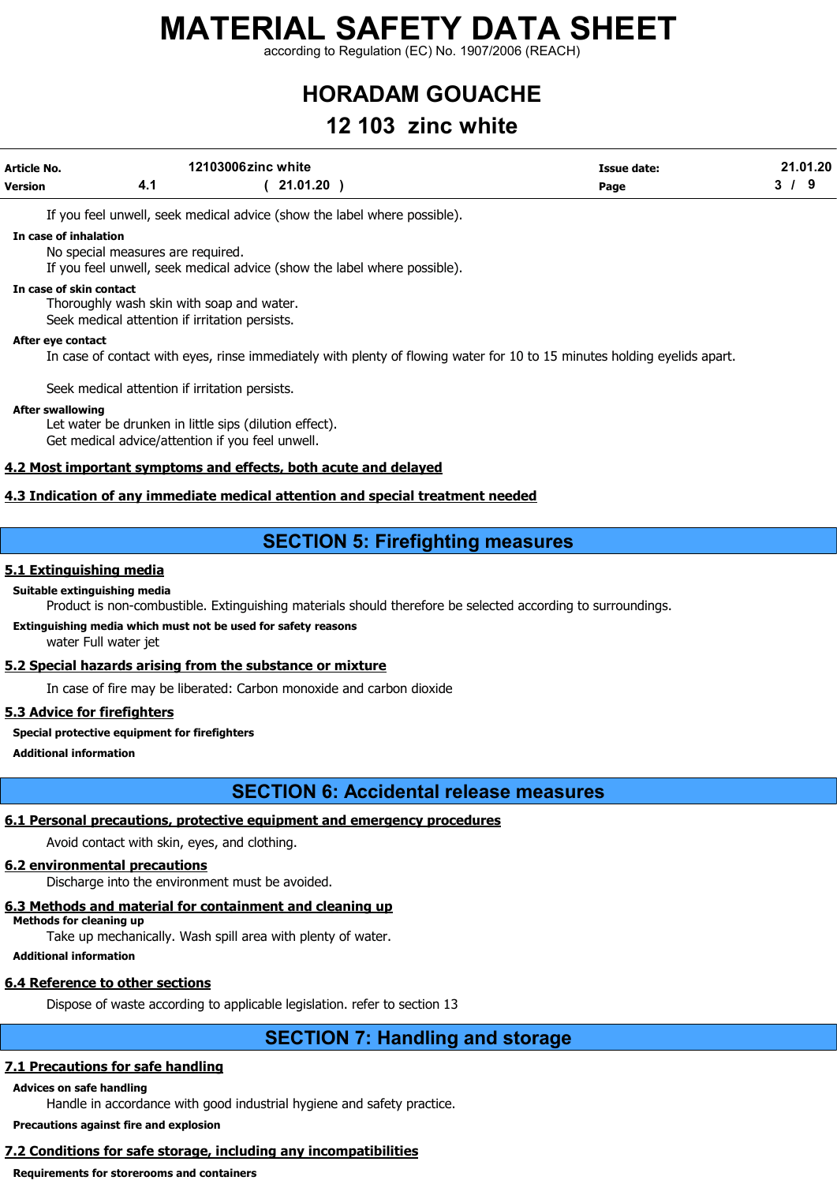If you feel unwell, seek medical advice (show the label where possible).

**In case of inhalation**

No special measures are required.
If you feel unwell, seek medical advice (show the label where possible).

**In case of skin contact**

Thoroughly wash skin with soap and water.
Seek medical attention if irritation persists.

**After eye contact**

In case of contact with eyes, rinse immediately with plenty of flowing water for 10 to 15 minutes holding eyelids apart.

Seek medical attention if irritation persists.

**After swallowing**

Let water be drunken in little sips (dilution effect).
Get medical advice/attention if you feel unwell.

### 4.2 Most important symptoms and effects, both acute and delayed

### 4.3 Indication of any immediate medical attention and special treatment needed

## SECTION 5: Firefighting measures

### 5.1 Extinguishing media

**Suitable extinguishing media**

Product is non-combustible. Extinguishing materials should therefore be selected according to surroundings.

**Extinguishing media which must not be used for safety reasons**

water Full water jet

### 5.2 Special hazards arising from the substance or mixture

In case of fire may be liberated: Carbon monoxide and carbon dioxide

### 5.3 Advice for firefighters

**Special protective equipment for firefighters**

**Additional information**

## SECTION 6: Accidental release measures

### 6.1 Personal precautions, protective equipment and emergency procedures

Avoid contact with skin, eyes, and clothing.

### 6.2 environmental precautions

Discharge into the environment must be avoided.

### 6.3 Methods and material for containment and cleaning up

**Methods for cleaning up**

Take up mechanically. Wash spill area with plenty of water.

**Additional information**

### 6.4 Reference to other sections

Dispose of waste according to applicable legislation. refer to section 13

## SECTION 7: Handling and storage

### 7.1 Precautions for safe handling

**Advices on safe handling**

Handle in accordance with good industrial hygiene and safety practice.

**Precautions against fire and explosion**

### 7.2 Conditions for safe storage, including any incompatibilities

**Requirements for storerooms and containers**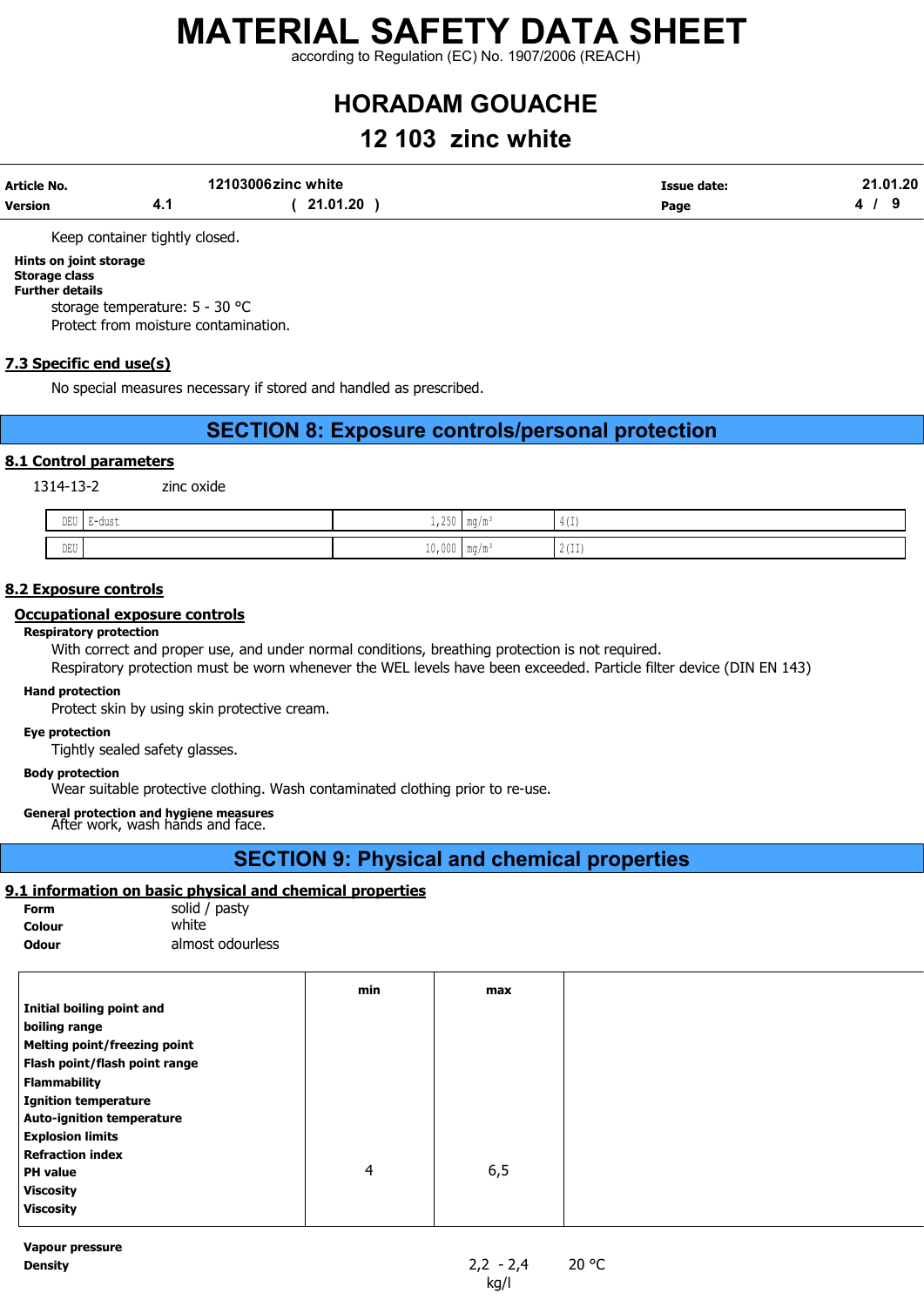Keep container tightly closed.

**Hints on joint storage**
**Storage class**
**Further details**

storage temperature: 5 - 30 °C
Protect from moisture contamination.

### 7.3 Specific end use(s)

No special measures necessary if stored and handled as prescribed.

## SECTION 8: Exposure controls/personal protection

### 8.1 Control parameters

1314-13-2 zinc oxide

| | | | | |
|---|---|---|---|---|
| DEU | E-dust | 1,250 | mg/m³ | 4(I) |
| DEU | | 10,000 | mg/m³ | 2(II) |

### 8.2 Exposure controls

#### Occupational exposure controls

**Respiratory protection**

With correct and proper use, and under normal conditions, breathing protection is not required.
Respiratory protection must be worn whenever the WEL levels have been exceeded. Particle filter device (DIN EN 143)

**Hand protection**

Protect skin by using skin protective cream.

**Eye protection**

Tightly sealed safety glasses.

**Body protection**

Wear suitable protective clothing. Wash contaminated clothing prior to re-use.

**General protection and hygiene measures**

After work, wash hands and face.

## SECTION 9: Physical and chemical properties

### 9.1 information on basic physical and chemical properties

**Form** solid / pasty
**Colour** white
**Odour** almost odourless

| | min | max | |
|---|---|---|---|
| **Initial boiling point and boiling range** | | | |
| **Melting point/freezing point** | | | |
| **Flash point/flash point range** | | | |
| **Flammability** | | | |
| **Ignition temperature** | | | |
| **Auto-ignition temperature** | | | |
| **Explosion limits** | | | |
| **Refraction index** | | | |
| **PH value** | 4 | 6,5 | |
| **Viscosity** | | | |
| **Viscosity** | | | |

| | | |
|---|---|---|
| **Vapour pressure** | | |
| **Density** | 2,2 - 2,4 kg/l | 20 °C |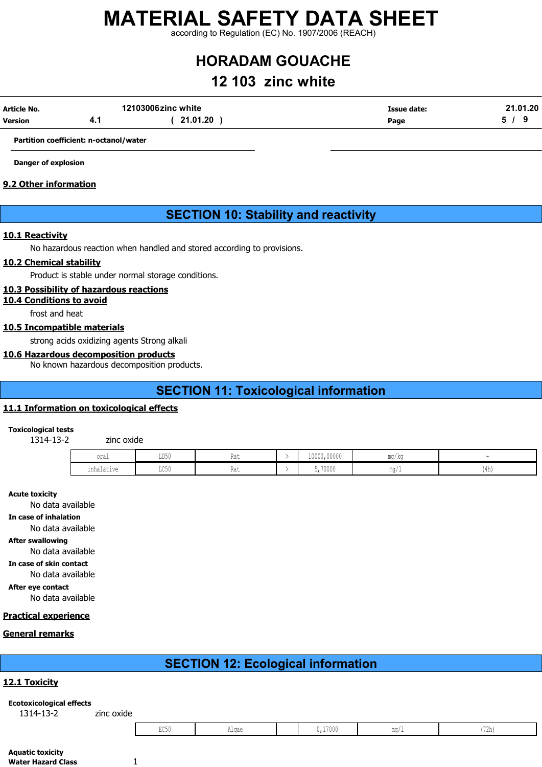**Partition coefficient: n-octanol/water**

**Danger of explosion**

### 9.2 Other information

## SECTION 10: Stability and reactivity

### 10.1 Reactivity

No hazardous reaction when handled and stored according to provisions.

### 10.2 Chemical stability

Product is stable under normal storage conditions.

### 10.3 Possibility of hazardous reactions

### 10.4 Conditions to avoid

frost and heat

### 10.5 Incompatible materials

strong acids oxidizing agents Strong alkali

### 10.6 Hazardous decomposition products

No known hazardous decomposition products.

## SECTION 11: Toxicological information

### 11.1 Information on toxicological effects

**Toxicological tests**

1314-13-2 zinc oxide

| | | | | | | |
|---|---|---|---|---|---|---|
| oral | LD50 | Rat | > | 10000,00000 | mg/kg | - |
| inhalative | LC50 | Rat | > | 5,70000 | mg/l | (4h) |

**Acute toxicity**

No data available

**In case of inhalation**

No data available

**After swallowing**

No data available

**In case of skin contact**

No data available

**After eye contact**

No data available

### Practical experience

### General remarks

## SECTION 12: Ecological information

### 12.1 Toxicity

**Ecotoxicological effects**

1314-13-2 zinc oxide

| | | | | | |
|---|---|---|---|---|---|
| EC50 | Algae | | 0,17000 | mg/l | (72h) |

**Aquatic toxicity**

**Water Hazard Class** 1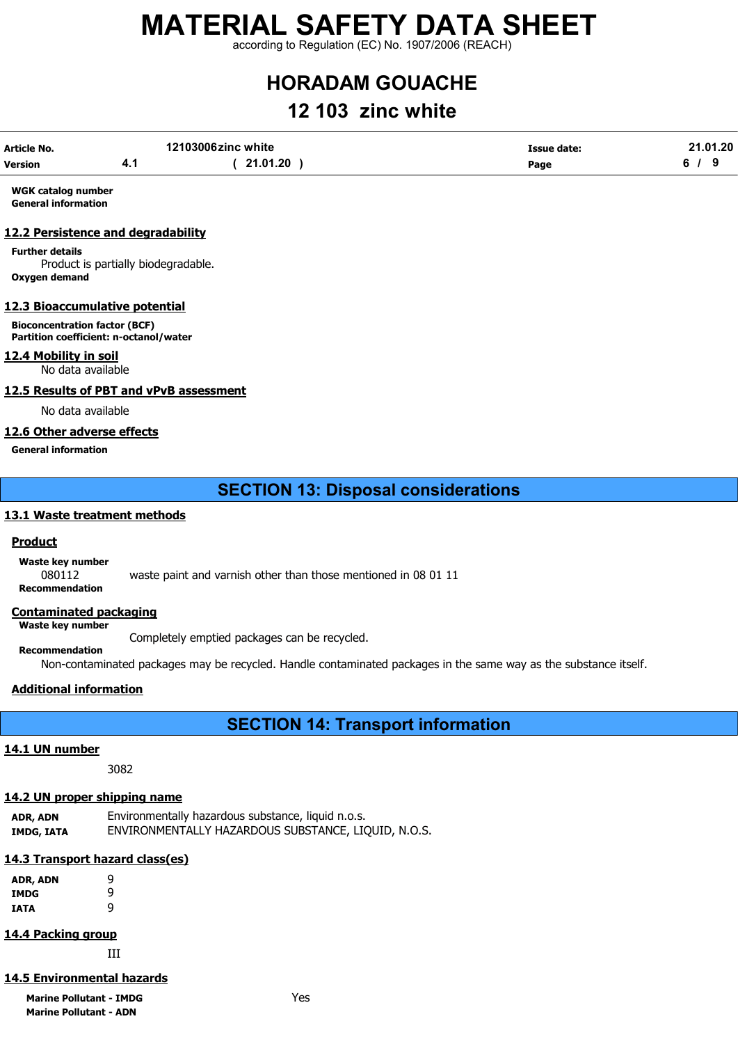**WGK catalog number**
**General information**

## 12.2 Persistence and degradability

**Further details**
Product is partially biodegradable.
**Oxygen demand**

## 12.3 Bioaccumulative potential

**Bioconcentration factor (BCF)**
**Partition coefficient: n-octanol/water**

## 12.4 Mobility in soil

No data available

## 12.5 Results of PBT and vPvB assessment

No data available

## 12.6 Other adverse effects

**General information**

# SECTION 13: Disposal considerations

## 13.1 Waste treatment methods

### Product

**Waste key number**
080112 waste paint and varnish other than those mentioned in 08 01 11
**Recommendation**

### Contaminated packaging

**Waste key number**
Completely emptied packages can be recycled.
**Recommendation**
Non-contaminated packages may be recycled. Handle contaminated packages in the same way as the substance itself.

### Additional information

# SECTION 14: Transport information

## 14.1 UN number

3082

## 14.2 UN proper shipping name

**ADR, ADN** Environmentally hazardous substance, liquid n.o.s.
**IMDG, IATA** ENVIRONMENTALLY HAZARDOUS SUBSTANCE, LIQUID, N.O.S.

## 14.3 Transport hazard class(es)

**ADR, ADN** 9
**IMDG** 9
**IATA** 9

## 14.4 Packing group

III

## 14.5 Environmental hazards

**Marine Pollutant - IMDG** Yes
**Marine Pollutant - ADN**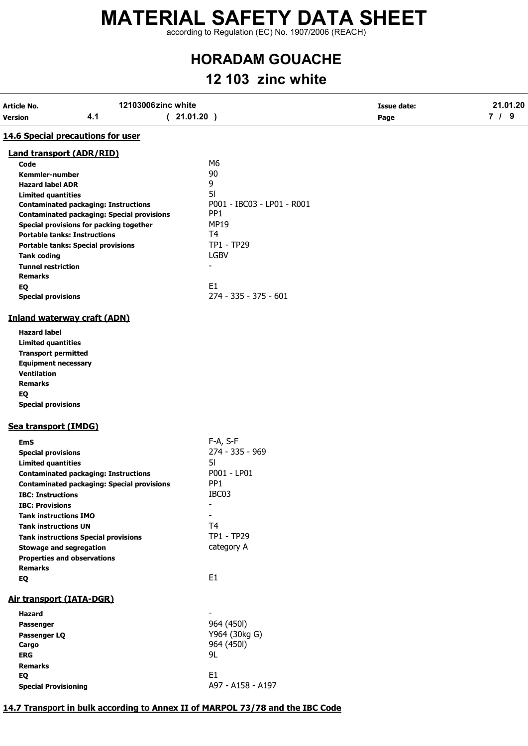### 14.6 Special precautions for user

#### Land transport (ADR/RID)

| | |
|---|---|
| **Code** | M6 |
| **Kemmler-number** | 90 |
| **Hazard label ADR** | 9 |
| **Limited quantities** | 5l |
| **Contaminated packaging: Instructions** | P001 - IBC03 - LP01 - R001 |
| **Contaminated packaging: Special provisions** | PP1 |
| **Special provisions for packing together** | MP19 |
| **Portable tanks: Instructions** | T4 |
| **Portable tanks: Special provisions** | TP1 - TP29 |
| **Tank coding** | LGBV |
| **Tunnel restriction** | - |
| **Remarks** | |
| **EQ** | E1 |
| **Special provisions** | 274 - 335 - 375 - 601 |

#### Inland waterway craft (ADN)

| | |
|---|---|
| **Hazard label** | |
| **Limited quantities** | |
| **Transport permitted** | |
| **Equipment necessary** | |
| **Ventilation** | |
| **Remarks** | |
| **EQ** | |
| **Special provisions** | |

#### Sea transport (IMDG)

| | |
|---|---|
| **EmS** | F-A, S-F |
| **Special provisions** | 274 - 335 - 969 |
| **Limited quantities** | 5l |
| **Contaminated packaging: Instructions** | P001 - LP01 |
| **Contaminated packaging: Special provisions** | PP1 |
| **IBC: Instructions** | IBC03 |
| **IBC: Provisions** | - |
| **Tank instructions IMO** | - |
| **Tank instructions UN** | T4 |
| **Tank instructions Special provisions** | TP1 - TP29 |
| **Stowage and segregation** | category A |
| **Properties and observations** | |
| **Remarks** | |
| **EQ** | E1 |

#### Air transport (IATA-DGR)

| | |
|---|---|
| **Hazard** | - |
| **Passenger** | 964 (450l) |
| **Passenger LQ** | Y964 (30kg G) |
| **Cargo** | 964 (450l) |
| **ERG** | 9L |
| **Remarks** | |
| **EQ** | E1 |
| **Special Provisioning** | A97 - A158 - A197 |

### 14.7 Transport in bulk according to Annex II of MARPOL 73/78 and the IBC Code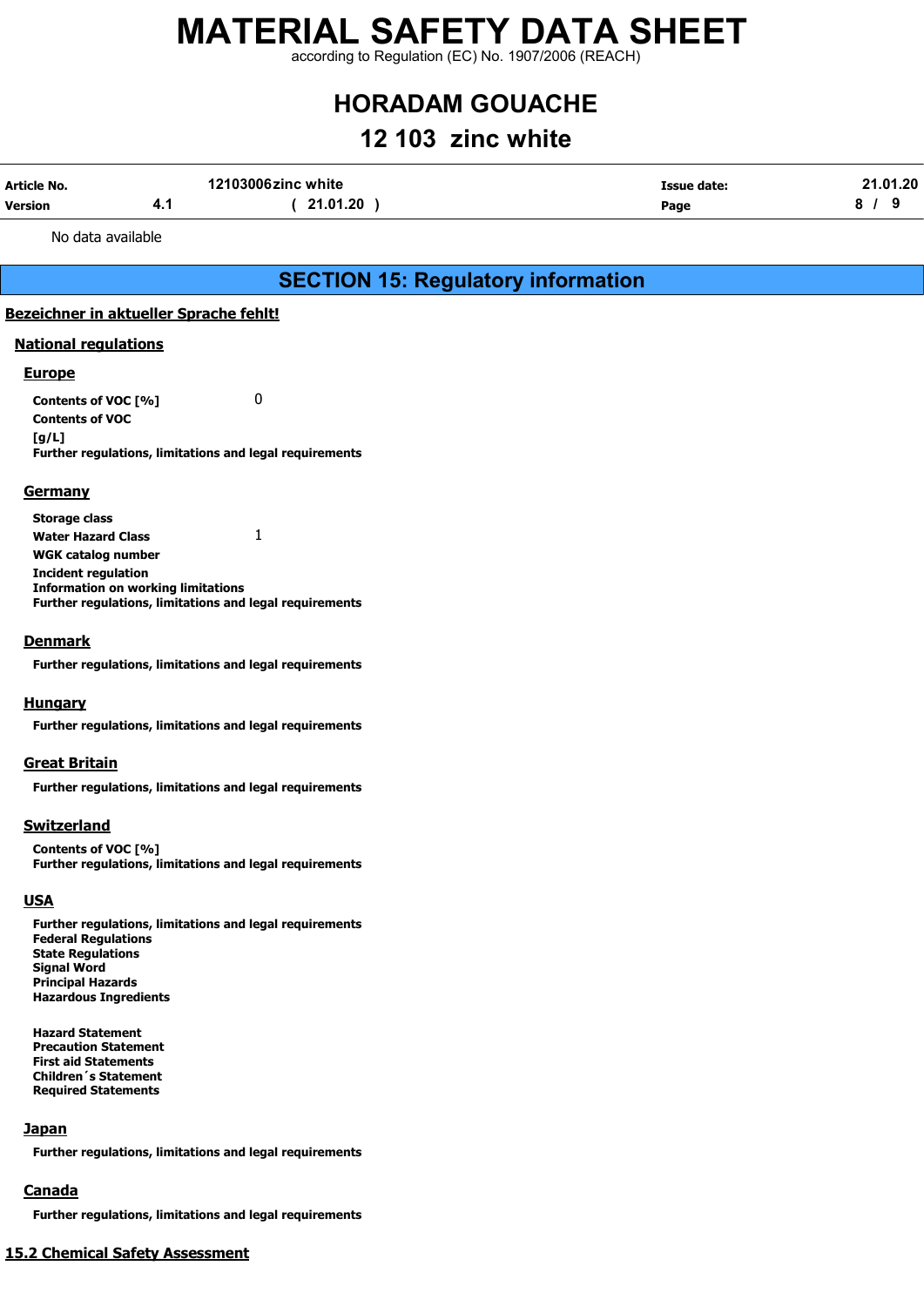No data available

## SECTION 15: Regulatory information

**Bezeichner in aktueller Sprache fehlt!**

### National regulations

#### Europe

**Contents of VOC [%]** 0

**Contents of VOC [g/L]**

**Further regulations, limitations and legal requirements**

#### Germany

**Storage class**

**Water Hazard Class** 1

**WGK catalog number**

**Incident regulation**

**Information on working limitations**

**Further regulations, limitations and legal requirements**

#### Denmark

**Further regulations, limitations and legal requirements**

#### Hungary

**Further regulations, limitations and legal requirements**

#### Great Britain

**Further regulations, limitations and legal requirements**

#### Switzerland

**Contents of VOC [%]**

**Further regulations, limitations and legal requirements**

#### USA

**Further regulations, limitations and legal requirements**

**Federal Regulations**

**State Regulations**

**Signal Word**

**Principal Hazards**

**Hazardous Ingredients**

**Hazard Statement**

**Precaution Statement**

**First aid Statements**

**Children´s Statement**

**Required Statements**

#### Japan

**Further regulations, limitations and legal requirements**

#### Canada

**Further regulations, limitations and legal requirements**

### 15.2 Chemical Safety Assessment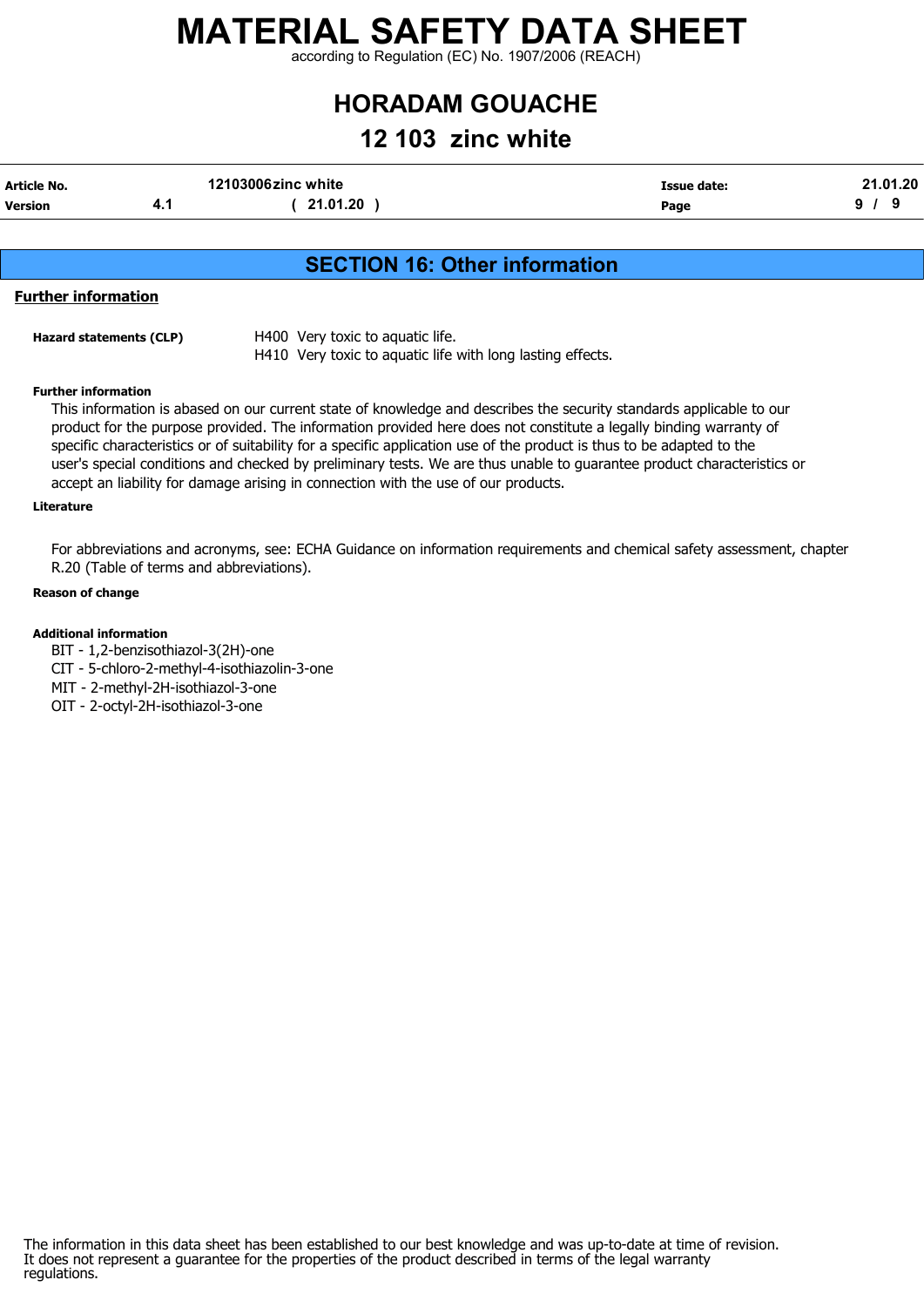## SECTION 16: Other information

### Further information

| | |
|---|---|
| **Hazard statements (CLP)** | H400 Very toxic to aquatic life.<br>H410 Very toxic to aquatic life with long lasting effects. |

**Further information**

This information is abased on our current state of knowledge and describes the security standards applicable to our product for the purpose provided. The information provided here does not constitute a legally binding warranty of specific characteristics or of suitability for a specific application use of the product is thus to be adapted to the user's special conditions and checked by preliminary tests. We are thus unable to guarantee product characteristics or accept an liability for damage arising in connection with the use of our products.

**Literature**

For abbreviations and acronyms, see: ECHA Guidance on information requirements and chemical safety assessment, chapter R.20 (Table of terms and abbreviations).

**Reason of change**

**Additional information**

BIT - 1,2-benzisothiazol-3(2H)-one
CIT - 5-chloro-2-methyl-4-isothiazolin-3-one
MIT - 2-methyl-2H-isothiazol-3-one
OIT - 2-octyl-2H-isothiazol-3-one

The information in this data sheet has been established to our best knowledge and was up-to-date at time of revision. It does not represent a guarantee for the properties of the product described in terms of the legal warranty regulations.